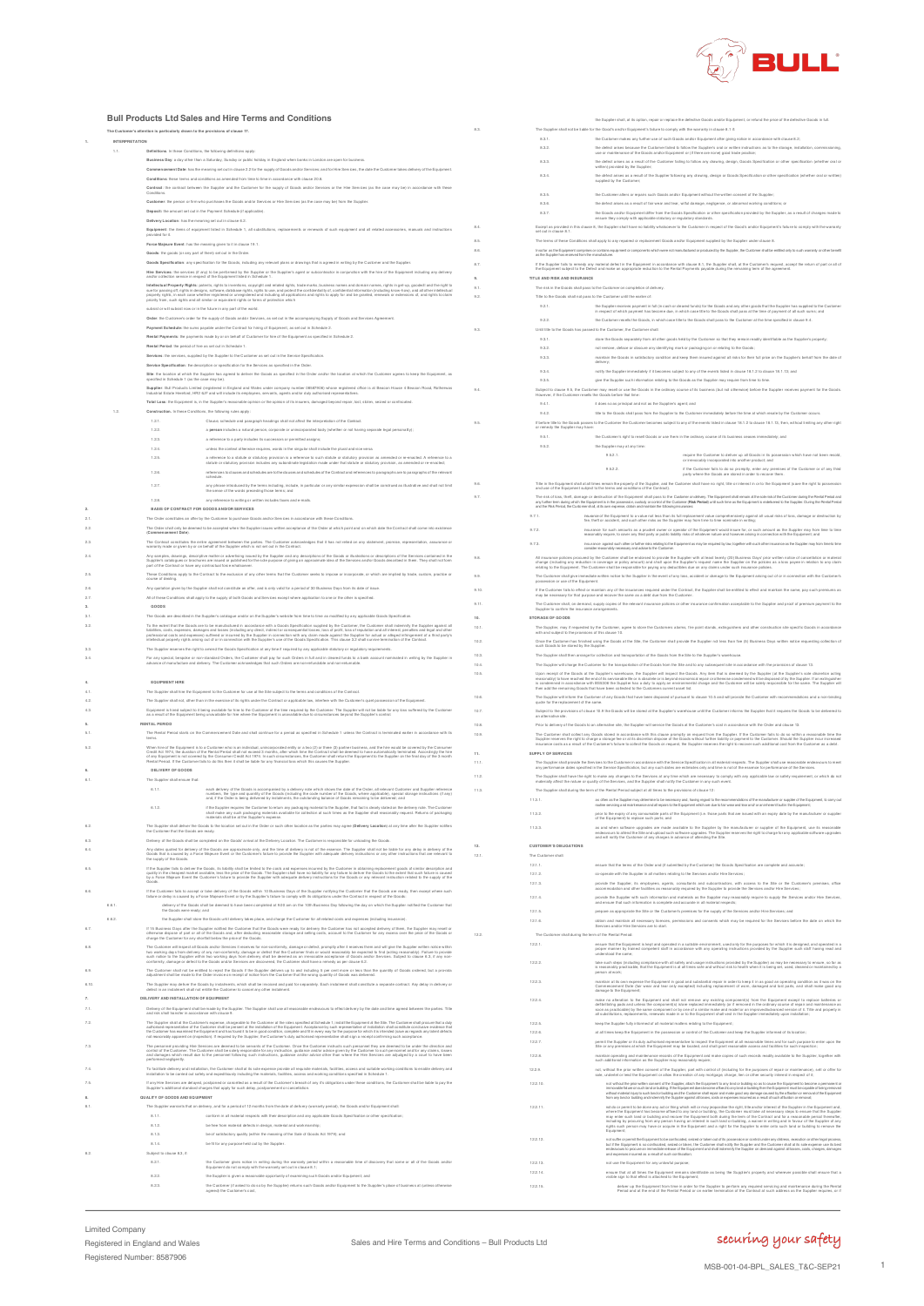# Bull Products Ltd Sales and Hire Terms and Conditions

**The Customer's attention is particularly drawn to the provisions of clause 17.**

## 1. INTERPRETATION

1.1 **Definitions.** In these Conditions, the following definitions apply:

**Business Day:** a day other than a Saturday, Sunday or public holiday in England when banks in London are open for business.

**Commencement Date:** has the meaning set out in clause 2.2 for the supply of Goods and/or Services (and for Hire Services, the date the Customer takes delivery of the Equipment).

**Conditions:** these terms and conditions as amended from time to time in accordance with clause 20.8.

**Contract:** the contract between the Supplier and the Customer for the supply of Goods and/or Services or Hire Services (as the case may be) in accordance with these Conditions.

**Customer:** the person or firm who purchases the Goods and/or Services or Hire Services (as the case may be) from the Supplier.

**Deposit:** the amount set out in the Payment Schedule (if applicable).

**Delivery Location:** has the meaning set out in clause 6.2.

**Equipment:** the items of equipment listed in Schedule 1, all substitutions, replacements or renewals of such equipment and all related accessories, manuals and instructions provided for it.

**Force Majeure Event:** has the meaning given to it in clause 19.1.

**Goods:** the goods (or any part of them) set out in the Order.

**Goods Specification:** any specification for the Goods, including any relevant plans or drawings that is agreed in writing by the Customer and the Supplier.

**Hire Services:** the services (if any) to be performed by the Supplier or the Supplier's agent or subcontractor in conjunction with the hire of the Equipment including any delivery and/or collection service in respect of the Equipment listed in Schedule 1.

**Intellectual Property Rights:** patents, rights to inventions, copyright and related rights, trade marks, business names and domain names, rights in get-up, goodwill and the right to sue for passing off, rights in designs, software, database rights, rights to use, and protect the confidentiality of, confidential information (including know-how), and all other intellectual property rights, in each case whether registered or unregistered and including all applications and rights to apply for and be granted, renewals or extensions of, and rights to claim priority from, such rights and all similar or equivalent rights or forms of protection which subsist or will subsist now or in the future in any part of the world.

**Order:** the Customer's order for the supply of Goods and/or Services, as set out in the accompanying Supply of Goods and Services Agreement.

**Payment Schedule:** the sums payable under the Contract for hiring of Equipment, as set out in Schedule 3.

**Rental Payments:** the payments made by or on behalf of Customer for hire of the Equipment as specified in Schedule 2.

**Rental Period:** the period of hire as set out in Schedule 1.

**Services:** the services, supplied by the Supplier to the Customer as set out in the Service Specification.

**Service Specification:** the description or specification for the Services as specified in the Order.

**Site:** the location at which the Supplier has agreed to deliver the Goods as specified in the Order and/or the location at which the Customer agrees to keep the Equipment, as specified in Schedule 1 (as the case may be).

**Supplier:** Bull Products Limited registered in England and Wales under company number 08587906 whose registered office is at Beacon House, 4 Beacon Road, Rotherwas Industrial Estate Hereford, HR2 6JF and will include its employees, servants, agents and/or duly authorised representatives.

**Total Loss:** the Equipment is, in the Supplier's reasonable opinion or the opinion of its insurers, damaged beyond repair, lost, stolen, seized or confiscated.

1.2 **Construction.** In these Conditions, the following rules apply:

1.2.1 Clause, schedule and paragraph headings shall not affect the interpretation of the Contract;

1.2.2 a **person** includes a natural person, corporate or unincorporated body (whether or not having separate legal personality);

1.2.3 a reference to a party includes its successors or permitted assigns;

1.2.4 unless the context otherwise requires, words in the singular shall include the plural and vice versa;

1.2.5 a reference to a statute or statutory provision is a reference to such statute or statutory provision as amended or re-enacted. A reference to a statute or statutory provision includes any subordinate legislation made under that statute or statutory provision, as amended or re-enacted;

1.2.6 references to clauses and schedules are to the clauses and schedules of the Contract and references to paragraphs are to paragraphs of the relevant schedule;

1.2.7 any phrase introduced by the terms including, include, in particular or any similar expression shall be construed as illustrative and shall not limit the sense of the words preceding those terms; and

1.2.8 any reference to writing or written includes faxes and e-mails.

## 2. BASIS OF CONTRACT FOR GOODS AND/OR SERVICES

2.1 The Order constitutes an offer by the Customer to purchase Goods and/or Services in accordance with these Conditions.

2.2 The Order shall only be deemed to be accepted when the Supplier issues written acceptance of the Order at which point and on which date the Contract shall come into existence (**Commencement Date**).

2.3 The Contract constitutes the entire agreement between the parties. The Customer acknowledges that it has not relied on any statement, promise, representation, assurance or warranty made or given by or on behalf of the Supplier which is not set out in the Contract.

2.4 Any samples, drawings, descriptive matter or advertising issued by the Supplier and any descriptions of the Goods or illustrations or descriptions of the Services contained in the Supplier's catalogues or brochures are issued or published for the sole purpose of giving an approximate idea of the Services and/or Goods described in them. They shall not form part of the Contract or have any contractual force.

2.5 These Conditions apply to the Contract to the exclusion of any other terms that the Customer seeks to impose or incorporate, or which are implied by trade, custom, practice or course of dealing.

2.6 Any quotation given by the Supplier shall not constitute an offer, and is only valid for a period of 30 Business Days from its date of issue.

2.7 All of these Conditions shall apply to the supply of both Goods and Services except where application to one or the other is specified.

## 3. GOODS

3.1 The Goods are described in the Supplier's catalogue and/or on the Supplier's website from time to time as modified by any applicable Goods Specification.

3.2 To the extent that the Goods are to be manufactured in accordance with a Goods Specification supplied by the Customer, the Customer shall indemnify the Supplier against all liabilities, costs, expenses, damages and losses (including any direct, indirect or consequential losses, loss of profit, loss of reputation and all interest, penalties and legal and other professional costs and expenses) suffered or incurred by the Supplier in connection with any claim made against the Supplier for actual or alleged infringement of a third party's intellectual property rights arising out of or in connection with the Supplier's use of the Goods Specification. This clause 3.2 shall survive termination of the Contract.

3.3 The Supplier reserves the right to amend the Goods Specification at any time if required by any applicable statutory or regulatory requirements.

3.4 For any special, bespoke or non-standard Orders, the Customer shall pay for such Orders in full in cleared funds to a bank account nominated in writing by the Supplier in advance of manufacture and delivery. The Customer acknowledges that such Orders are non-cancellable and non-refundable.

## 4. EQUIPMENT HIRE

4.1 The Supplier shall hire the Equipment to the Customer for use at the Site subject to the terms and conditions of the Contract.

4.2 The Supplier shall not, other than in the exercise of its rights under the Contract or applicable law, interfere with the Customer's quiet possession of the Equipment.

4.3 Equipment is hired subject to it being available for hire to the Customer at the time required by the Customer. The Supplier will not be liable for any loss suffered by the Customer as a result of the Equipment being unavailable for hire where the Equipment is unavailable due to circumstances beyond the Supplier's control.

## 5. RENTAL PERIOD

5.1 The Rental Period starts on the Commencement Date and shall continue for a period as specified in Schedule 1 unless the Contract is terminated earlier in accordance with its terms.

5.2 Where hire of the Equipment is to a Customer who is an individual, unincorporated entity or a two (2) or three (3) partner business, and the hire would be covered by the Consumer Credit Act 1974, the duration of the Rental Period shall not exceed 3 months, after which time the Contract shall be deemed to have automatically terminated. Accordingly the hire of any Equipment is not covered by the Consumer Credit Act 1974. In such circumstances, the Customer shall return the Equipment to the Supplier on the last day of the 3 month Rental Period. If the Customer fails to do this then it shall be liable for any financial loss which this causes the Supplier.

## 6. DELIVERY OF GOODS

6.1 The Supplier shall ensure that:

6.1.1 each delivery of the Goods is accompanied by a delivery note which shows the date of the Order, all relevant Customer and Supplier reference numbers, the type and quantity of the Goods (including the code number of the Goods, where applicable), special storage instructions (if any) and, if the Order is being delivered by instalments, the outstanding balance of Goods remaining to be delivered; and

6.1.2 if the Supplier requires the Customer to return any packaging materials to the Supplier, that fact is clearly stated on the delivery note. The Customer shall make any such packaging materials available for collection at such times as the Supplier shall reasonably request. Returns of packaging materials shall be at the Supplier's expense.

6.2 The Supplier shall deliver the Goods to the location set out in the Order or such other location as the parties may agree (**Delivery Location**) at any time after the Supplier notifies the Customer that the Goods are ready.

6.3 Delivery of the Goods shall be completed on the Goods' arrival at the Delivery Location. The Customer is responsible for unloading the Goods.

6.4 Any dates quoted for delivery of the Goods are approximate only, and the time of delivery is not of the essence. The Supplier shall not be liable for any delay in delivery of the Goods that is caused by a Force Majeure Event or the Customer's failure to provide the Supplier with adequate delivery instructions or any other instructions that are relevant to the supply of the Goods.

6.5 If the Supplier fails to deliver the Goods, its liability shall be limited to the costs and expenses incurred by the Customer in obtaining replacement goods of similar description and quality in the cheapest market available, less the price of the Goods. The Supplier shall have no liability for any failure to deliver the Goods to the extent that such failure is caused by a Force Majeure Event or the Customer's failure to provide the Supplier with adequate delivery instructions for the Goods or any relevant instruction related to the supply of the Goods.

6.6 If the Customer fails to accept or take delivery of the Goods within 10 Business Days of the Supplier notifying the Customer that the Goods are ready, then except where such failure or delay is caused by a Force Majeure Event or by the Supplier's failure to comply with its obligations under the Contract in respect of the Goods:

6.6.1 delivery of the Goods shall be deemed to have been completed at 9.00 am on the 10th Business Day following the day on which the Supplier notified the Customer that the Goods were ready; and

6.6.2 the Supplier shall store the Goods until delivery takes place, and charge the Customer for all related costs and expenses (including insurance).

6.7 If 10 Business Days after the Supplier notified the Customer that the Goods were ready for delivery the Customer has not accepted delivery of them, the Supplier may resell or otherwise dispose of part or all of the Goods and, after deducting reasonable storage and selling costs, account to the Customer for any excess over the price of the Goods or charge the Customer for any shortfall below the price of the Goods.

6.8 The Customer will inspect all Goods and/or Services it receives for non-conformity, damage or defect, promptly after it receives them and will give the Supplier written notice within two working days from delivery of any non-conformity, damage or defect that the Customer finds or would reasonably be expected to find putting reasonably). Failure to provide such notice to the Supplier within two working days will render the Customer unable to make any claims in respect of any such non-conformity, damage or defect unless it is hidden and cannot be discovered on reasonable inspection.

6.9 The Customer shall not be entitled to reject the Goods if the Supplier delivers up to and including 5 per cent more or less than the quantity of Goods ordered, but a pro rata adjustment shall be made to the Order invoice on receipt of notice from the Customer that the wrong quantity of Goods was delivered.

6.10 The Supplier may deliver the Goods by instalments, which shall be invoiced and paid for separately. Each instalment shall constitute a separate contract. Any delay in delivery or defect in an instalment shall not entitle the Customer to cancel any other instalment.

## 7. DELIVERY AND INSTALLATION OF EQUIPMENT

7.1 Delivery of the Equipment shall be made by the Supplier. The Supplier shall use all reasonable endeavours to effect delivery by the date and time agreed between the parties. Title and risk shall transfer in accordance with clause 9.

7.2 The Supplier shall at the Customer's expense, at its option or the Customer at the rates specified at Schedule 1, install the Equipment at the Site. The Customer shall procure that a duly authorised representative of the Customer shall be present at the installation of the Equipment. Acceptance by such representative of installation shall constitute conclusive evidence that the Customer has examined the Equipment and has found it to be in good condition, complete and fit in every way for the purpose for which it is intended (save as regards any latent defects not reasonably apparent on inspection). If required by the Supplier, the Customer's duly authorised representative shall sign a receipt confirming such acceptance.

7.3 The personnel providing Hire Services are deemed to be servants of the Customer. Once the Customer instructs such personnel they are deemed to be under the direction and control of the Customer. The Customer shall be solely responsible for any instruction, guidance and/or advice given by the Customer to such personnel and for any claims, losses and damages which result due to the personnel following such instructions, guidance and/or advice other than where the Hire Services are adjudged by a court to have been performed negligently.

7.4 To facilitate delivery and installation, the Customer shall at its sole expense provide all requisite materials, facilities, access and suitable working conditions to enable delivery and installation to be carried out safely and expeditiously including the materials, facilities, access and working conditions specified in Schedule 1.

7.5 If any Hire Services are delayed, postponed or cancelled as a result of the Customer's breach of any of its obligations under these conditions, the Customer shall be liable to pay the Supplier's additional standard charges that apply for such delay, postponement or cancellation.

## 8. QUALITY OF GOODS AND EQUIPMENT

8.1 The Supplier warrants that on delivery, and for a period of 12 months from the date of delivery (warranty period), the Goods and/or Equipment shall:

8.1.1 conform in all material respects with their description and any applicable Goods Specification or other specification;

8.1.2 be free from material defects in design, material and workmanship;

8.1.3 be of satisfactory quality (within the meaning of the Sale of Goods Act 1979); and

8.1.4 be fit for any purpose held out by the Supplier.

8.2 Subject to clause 8.3, if:

8.2.1 the Customer gives notice in writing during the warranty period within a reasonable time of discovery that some or all of the Goods and/or Equipment do not comply with the warranty set out in clause 8.1;

8.2.2 the Supplier is given a reasonable opportunity of examining such Goods and/or Equipment; and

8.2.3 the Customer (if asked to do so by the Supplier) returns such Goods and/or Equipment to the Supplier's place of business at (unless otherwise agreed) the Customer's cost,

the Supplier shall, at its option, repair or replace the defective Goods and/or Equipment, or refund the price of the defective Goods in full.

8.3 The Supplier shall not be liable for the Good's and/or Equipment's failure to comply with the warranty in clause 8.1 if:

8.3.1 the Customer makes any further use of such Goods and/or Equipment after giving notice in accordance with clause 8.2;

8.3.2 the defect arises because the Customer failed to follow the Supplier's oral or written instructions as to the storage, installation, commissioning, use or maintenance of the Goods and/or Equipment or (if there are none) good trade practice;

8.3.3 the defect arises as a result of the Customer failing to follow any drawing, design, Goods Specification or other specification (whether oral or written) provided by the Supplier;

8.3.4 the defect arises as a result of the Supplier following any drawing, design or Goods Specification or other specification (whether oral or written) supplied by the Customer;

8.3.5 the Customer alters or repairs such Goods and/or Equipment without the written consent of the Supplier;

8.3.6 the defect arises as a result of fair wear and tear, wilful damage, negligence, or abnormal working conditions; or

8.3.7 the Goods and/or Equipment differ from the Goods Specification or other specification provided by the Supplier, as a result of changes made to ensure they comply with applicable statutory or regulatory standards.

8.4 Except as provided in this clause 8, the Supplier shall have no liability whatsoever to the Customer in respect of the Good's and/or Equipment's failure to comply with the warranty set out in clause 8.1.

8.5 The terms of these Conditions shall apply to any repaired or replacement Goods and/or Equipment supplied by the Supplier under clause 8.

8.6 Insofar as the Equipment comprises or contains equipment or components which were not manufactured or produced by the Supplier, the Customer shall be entitled only to such warranty or other benefit as the Supplier has received from the manufacturer.

8.7 If the Supplier fails to remedy any material defect in the Equipment in accordance with clause 8.1, the Supplier shall, at the Customer's request, accept the return of part or all of the Equipment subject to the Defect and make an appropriate reduction to the Rental Payments payable during the remaining term of the agreement.

## 9. TITLE AND RISK AND INSURANCE

9.1 The risk in the Goods shall pass to the Customer on completion of delivery.

9.2 Title to the Goods shall not pass to the Customer until the earlier of:

9.2.1 the Supplier receives payment in full (in cash or cleared funds) for the Goods and any other goods that the Supplier has supplied to the Customer in respect of which payment has become due, in which case title to the Goods shall pass at the time of payment of all such sums; and

9.2.2 the Customer resells the Goods, in which case title to the Goods shall pass to the Customer at the time specified in clause 9.4.

9.3 Until title to the Goods has passed to the Customer, the Customer shall:

9.3.1 store the Goods separately from all other goods held by the Customer so that they remain readily identifiable as the Supplier's property;

9.3.2 not remove, deface or obscure any identifying mark or packaging on or relating to the Goods;

9.3.3 maintain the Goods in satisfactory condition and keep them insured against all risks for their full price on the Supplier's behalf from the date of delivery;

9.3.4 notify the Supplier immediately if it becomes subject to any of the events listed in clause 16.1.2 to clause 16.1.12; and

9.3.5 give the Supplier such information relating to the Goods as the Supplier may require from time to time.

9.4 Subject to clause 9.5, the Customer may resell or use the Goods in the ordinary course of its business (but not otherwise) before the Supplier receives payment for the Goods. However, if the Customer resells the Goods before that time:

9.4.1 it does so as principal and not as the Supplier's agent; and

9.4.2 title to the Goods shall pass from the Supplier to the Customer immediately before the time at which resale by the Customer occurs.

9.5 If before title to the Goods passes to the Customer the Customer becomes subject to any of the events listed in clause 16.1.2 to clause 16.1.12, then, without limiting any other right or remedy the Supplier may have:

9.5.1 the Customer's right to resell Goods or use them in the ordinary course of its business ceases immediately; and

9.5.2 the Supplier may at any time:

9.5.2.1 require the Customer to deliver up all Goods in its possession which have not been resold, or irrevocably incorporated into another product; and

9.5.2.2 if the Customer fails to do so promptly, enter any premises of the Customer or of any third party where the Goods are stored in order to recover them.

9.6 Title to the Equipment shall at all times remain the property of the Supplier, and the Customer shall have no right, title or interest in or to the Equipment (save the right to possession and use of the Equipment subject to the terms and conditions of the Contract).

9.7 The risk of loss, theft, damage or destruction of the Equipment shall pass to the Customer on delivery. The Equipment shall remain at the sole risk of the Customer during the Rental Period and any further term during which the Equipment is in the possession, custody or control of the Customer (**Risk Period**) until such time as the Equipment is redelivered to the Supplier. During the Rental Period and the Risk Period, the Customer shall, at its own expense, obtain and maintain the following insurances:

9.7.1 insurance of the Equipment to a value not less than its full replacement value comprehensively against all usual risks of loss, damage or destruction by fire, theft or accident, and such other risks as the Supplier may from time to time nominate in writing;

9.7.2 insurance for such amounts as a prudent owner or operator of the Equipment would insure for, or such amount as the Supplier may from time to time reasonably require, to cover any third party or public liability risks of whatever nature and however arising in connection with the Equipment; and

9.7.3 insurance against such other or further risks relating to the Equipment as may be required by law, together with such other insurance as the Supplier may from time to time consider reasonably necessary and advise to the Customer.

9.8 All insurance policies procured by the Customer shall be endorsed to provide the Supplier with at least twenty (20) Business Days' prior written notice of cancellation or material change (including any reduction in coverage or policy amount) and shall upon the Supplier's request name the Supplier on the policies as a loss payee in relation to any claim relating to the Equipment. The Customer shall be responsible for paying any deductibles due on any claims under such insurance policies.

9.9 The Customer shall give immediate written notice to the Supplier in the event of any loss, accident or damage to the Equipment arising out of or in connection with the Customer's possession or use of the Equipment.

9.10 If the Customer fails to effect or maintain any of the insurances required under the Contract, the Supplier shall be entitled to effect and maintain the same, pay such premiums as may be necessary for that purpose and recover the same as a debt due from the Customer.

9.11 The Customer shall, on demand, supply copies of the relevant insurance policies or other insurance confirmation acceptable to the Supplier and proof of premium payment to the Supplier to confirm the insurance arrangements.

## 10. STORAGE OF GOODS

10.1 The Supplier, may if requested by the Customer, agree to store the Customers items, fire point stands, extinguishers and other consolidation site specific Goods in accordance with and subject to the provisions of this clause 10.

10.2 Once the Customer has finished using the Goods at the Site, the Customer shall provide the Supplier not less than five (5) Business Days written notice requesting collection of such Goods to be stored by the Supplier.

10.3 The Supplier shall then arrange for collection and transportation of the Goods from the Site to the Supplier's warehouse.

10.4 The Supplier will charge the Customer for the transportation of the Goods from the Site and to any subsequent site in accordance with the provisions of clause 13.

10.5 Upon receipt of the Goods at the Supplier's warehouse, the Supplier will inspect the Goods. Any item that is deemed by the Supplier (at the Supplier's sole discretion acting reasonably) to have reached the end of its serviceable life or is obsolete or is beyond economical repair or otherwise condemned in accordance with BS5306 the Supplier will notify the Customer. If an extinguisher is condemned in accordance with BS5306 the Supplier has a duty to apply an environmental charge and disposal of the condemned item and will be solely responsible for the same. The Supplier will then add the remaining Goods that have been stored to the Customers current stock list.

10.6 The Supplier will inform the Customer of any Goods that have been disposed of pursuant to clause 10.5 and will provide the Customer with recommendations and a non-binding quote for the replacement of the same.

10.7 Subject to the provisions of clause 10.8 the Goods will be stored at the Supplier's warehouse until the Customer informs the Supplier that it requires the Goods to be delivered to another site.

10.8 Prior to delivery of the Goods to an alternative site, the Supplier will service the Goods at the Customer's cost in accordance with the Order and clause 13.

10.9 The Customer shall collect any Goods stored in accordance with this clause promptly on request from the Supplier. If the Customer fails to do so within a reasonable time the Supplier reserves the right to charge a storage fee or at its discretion dispose of the Goods without further liability or payment to the Customer. Should the Supplier incur increased insurance costs as a result of the Customer's failure to collect the Goods on request, the Supplier reserves the right to recover such additional cost from the Customer as a debt.

## 11. SUPPLY OF SERVICES

11.1 The Supplier shall provide the Services to the Customer in accordance with the Service Specification in all material respects. The Supplier shall use reasonable endeavours to meet any performance dates specified in the Service Specification, but any such dates are estimates only and time is not of the essence for performance of the Services.

11.2 The Supplier shall have the right to make any changes to the Services at any time which are necessary to comply with any applicable law or safety requirement, or which do not materially affect the nature or quality of the Services, and the Supplier shall notify the Customer in any such event.

11.3 The Supplier shall during the term of the Rental Period maintain and service the Equipment at all times subject to the provisions of clause 12:

11.3.1 as often as the Supplier may determine to be necessary and, having regard to the recommendations of the manufacturer or supplier of the Equipment, to carry out routine servicing and maintenance and all repairs to the Equipment which are due to fair wear and tear and are not attributable to the Customer;

11.3.2 prior to the expiry of any serviceable parts of the Equipment (i.e. those parts that are issued with an expiry date by the manufacturer or supplier of the Equipment) to replace such parts; and

11.3.3 as and when software upgrades are made available to the Supplier by the manufacturer or supplier of the Equipment, use its reasonable endeavours to attend the Site and upload such software upgrades. The Supplier reserves the right to charge for any applicable software upgrades and will notify the Customer of any charges in advance of attending the Site.

## 12. CUSTOMER'S OBLIGATIONS

12.1 The Customer shall:

12.1.1 ensure that the terms of the Order and (if submitted by the Customer) the Goods Specification are complete and accurate;

12.1.2 co-operate with the Supplier in all matters relating to the Services and/or Hire Services;

12.1.3 provide the Supplier, its employees, agents, consultants and subcontractors, with access to the Site or the Customer's premises, office accommodation and other facilities as reasonably required by the Supplier to provide the Services and/or Hire Services;

12.1.4 provide the Supplier with such information and materials as the Supplier may reasonably require to supply the Services and/or Hire Services, and ensure that such information is complete and accurate in all material respects;

12.1.5 prepare as appropriate the Site or the Customer's premises for the supply of the Services and/or Hire Services; and

12.1.6 obtain and maintain all necessary licences, permissions and consents which may be required for the Services before the date on which the Services and/or Hire Services are to start.

12.2 The Customer shall during the term of the Rental Period:

12.2.1 ensure that the Equipment is kept and operated in a suitable environment, used only for the purposes for which it is designed and operated in a proper manner by trained competent staff in accordance with any operating instructions provided by the Supplier such staff having read and understood the same;

12.2.2 take such steps (including compliance with all safety and usage instructions provided by the Supplier) as may be necessary to ensure, so far as is reasonably practicable, that the Equipment is at all times safe and without risk to health when it is being set, used, cleaned or maintained by a person at work;

12.2.3 maintain at its own expense the Equipment in good and substantial repair in order to keep it in as good an operating condition as it was on the Commencement Date (fair wear and tear only excepted) including replacement of worn, damaged and lost parts, and shall make good any damage to the Equipment;

12.2.4 make no alteration to the Equipment and shall not remove any existing component(s) from the Equipment except to replace batteries on the following parts unless the component(s) is/are replaced immediately (or if removed in the ordinary course of repair and maintenance as soon as practicable) by the same component or by one of a similar make and model or an improved/advanced version of it. Title and property in all substitutions, replacements, renewals made in or to the Equipment shall vest in the Supplier immediately upon installation;

12.2.5 keep the Supplier fully informed of all material matters relating to the Equipment;

12.2.6 at all times keep the Equipment in the possession or control of the Customer and keep the Supplier informed of its location;

12.2.7 permit the Supplier or its duly authorised representative to inspect the Equipment at all reasonable times and for such purpose to enter upon the Site or any premises at which the Equipment may be located, and shall grant reasonable access and facilities for such inspection;

12.2.8 maintain operating and maintenance records of the Equipment and make copies of such records readily available to the Supplier, together with such additional information as the Supplier may reasonably require;

12.2.9 not, without the prior written consent of the Supplier, part with control of (including for the purposes of repair or maintenance), sell or offer for sale, underlet or lend the Equipment or allow the creation of any mortgage, charge, lien or other security interest in respect of it;

12.2.10 not without the prior written consent of the Supplier, attach the Equipment to any land or building so as to cause the Equipment to become a permanent or immovable fixture on such land or building. If the Equipment does become affixed to any land or building then the Equipment must be capable of being removed without material injury to such land or building and the Customer shall repair and make good any damage caused by the affixation or removal of the Equipment from any land or building and indemnify the Supplier against all losses, costs or expenses incurred as a result of such affixation or removal;

12.2.11 not do or permit to be done any act or thing which will or may jeopardise the right, title and/or interest of the Supplier in the Equipment and, where the Equipment has become affixed to any land or building, the Customer must take all necessary steps to ensure that the Supplier may enter such land or building and recover the Equipment both during the term of the Contract and for a reasonable period thereafter, including by procuring from any person having an interest in such land or building, a waiver in writing and in favour of the Supplier of any rights such person may have or acquire in the Equipment and a right for the Supplier to enter onto such land or building to recover the Equipment;

12.2.12 not suffer or permit the Equipment to be confiscated, seized or taken out of its possession or control under any distress, execution or other legal process, but if the Equipment is so confiscated, seized or taken, the Customer shall notify the Supplier and the Customer shall at its sole expense use its best endeavours to procure an immediate release of the Equipment and shall indemnify the Supplier on demand against all losses, costs, charges, damages and expenses incurred as a result of such confiscation;

12.2.13 not use the Equipment for any unlawful purpose;

12.2.14 ensure that at all times the Equipment remains identifiable as being the Supplier's property and wherever possible shall ensure that a visible sign to that effect is attached to the Equipment;

12.2.15 deliver up the Equipment from time to time in order for the Supplier to perform any required servicing and maintenance during the Rental Period and at the end of the Rental Period or on earlier termination of the Contract at such address as the Supplier requires, or if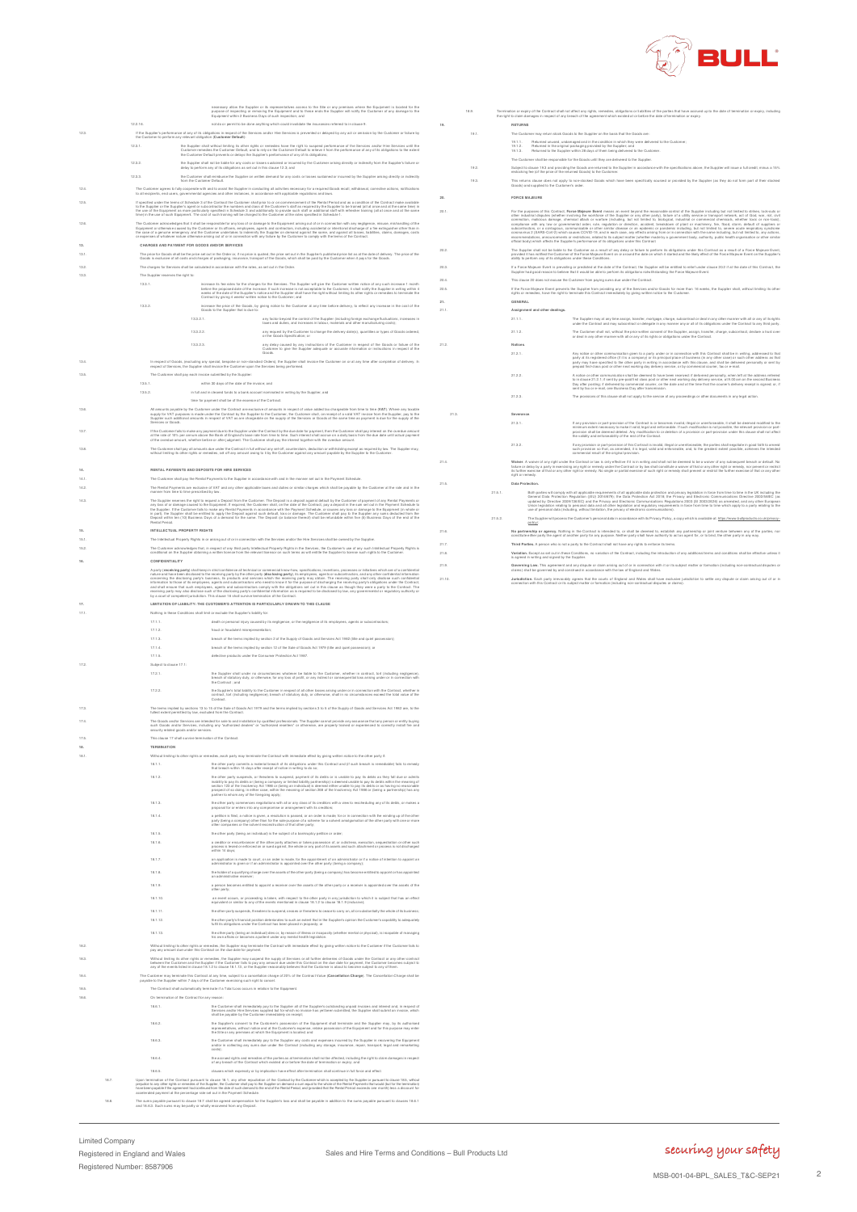necessary allow the Supplier or its representatives access to the Site or any premises where the Equipment is located for the purpose of inspecting or removing the Equipment and to those ends the Supplier will notify the Customer of any damage to the Equipment within 2 Business Days of such inspection; and

12.2.10. not do or permit to be done anything which could invalidate the insurances referred to in clause 9.

12.3. If the Supplier's performance of any of its obligations in respect of the Services and/or Hire Services is prevented or delayed by any act or omission by the Customer or failure by the Customer to perform any relevant obligation (**Customer Default**):

12.3.1. the Supplier shall without limiting its other rights or remedies have the right to suspend performance of the Services and/or Hire Services until the Customer remedies the Customer Default, and to rely on the Customer Default to relieve it from the performance of any of its obligations to the extent the Customer Default prevents or delays the Supplier's performance of any of its obligations;

12.3.2. the Supplier shall not be liable for any costs or losses sustained or incurred by the Customer arising directly or indirectly from the Supplier's failure or delay to perform any of its obligations as set out in this clause 12.3; and

12.3.3. the Customer shall reimburse the Supplier on written demand for any costs or losses sustained or incurred by the Supplier arising directly or indirectly from the Customer Default.

12.4. The Customer agrees to fully cooperate with and to assist the Supplier in conducting all activities necessary for a required Goods recall, withdrawal, corrective actions, notifications to all recipients, end users, governmental agencies and other instances, in accordance with applicable regulations and laws.

12.5. If specified under the terms of Schedule 3 of the Contract the Customer shall prior to or on commencement of the Rental Period and as a condition of the Contract make available to the Supplier or the Supplier's agent or subcontractor the numbers and sizes of the Customer's staff as required by the Supplier to be trained (all at a time and at the same time) in the use of the Equipment as more particularly specified in Schedule 3 and additionally to provide such staff or additional staff with refresher training (all at a time and at the same time) in the use of such Equipment. The cost of such training will be charged to the Customer at the rates specified in Schedule 1.

12.6. The Customer acknowledges that it shall be responsible for any loss of or damage to the Equipment arising out of or in connection with any negligence, misuse, mishandling of the Equipment or otherwise caused by the Customer or its officers, employees, agents and contractors, including accidental or intentional discharge of a fire extinguisher other than in the case of a genuine emergency and the Customer undertakes to indemnify the Supplier on demand against the same, and against all losses, liabilities, claims, damages, costs or expenses of whatever nature otherwise arising out of or in connection with any failure by the Customer to comply with the terms of the Contract.

## 13. CHARGES AND PAYMENT FOR GOODS AND/OR SERVICES

13.1. The price for Goods shall be the price set out in the Order or, if no price is quoted, the price set out in the Supplier's published price list as at the date of delivery. The price of the Goods is exclusive of all costs and charges of packaging, insurance, transport of the Goods, which shall be paid by the Customer when it pays for the Goods.

13.2. The charges for Services shall be calculated in accordance with the rates, as set out in the Order.

13.3. The Supplier reserves the right to:

13.3.1. increase its fee rates for the charges for the Services. The Supplier will give the Customer written notice of any such increase 1 month before the proposed date of the increase. If such increase is not acceptable to the Customer, it shall notify the Supplier in writing within 2 weeks of the date of the Supplier's notice and the Supplier shall have the right without limiting its other rights or remedies to terminate the Contract by giving 4 weeks' written notice to the Customer; and

13.3.2. increase the price of the Goods, by giving notice to the Customer at any time before delivery, to reflect any increase in the cost of the Goods to the Supplier that is due to:

13.3.2.1. any factor beyond the control of the Supplier (including foreign exchange fluctuations, increases in taxes and duties, and increases in labour, materials and other manufacturing costs);

13.3.2.2. any request by the Customer to change the delivery date(s), quantities or types of Goods ordered, or the Goods Specification; or

13.3.2.3. any delay caused by any instructions of the Customer in respect of the Goods or failure of the Customer to give the Supplier adequate or accurate information or instructions in respect of the Goods.

13.4. In respect of Goods, (excluding any special, bespoke or non-standard Orders), the Supplier shall invoice the Customer on or at any time after completion of delivery. In respect of Services, the Supplier shall invoice the Customer upon the Services being performed.

13.5. The Customer shall pay each invoice submitted by the Supplier:

13.5.1. within 30 days of the date of the invoice; and

13.5.2. in full and in cleared funds to a bank account nominated in writing by the Supplier, and

time for payment shall be of the essence of the Contract.

13.6. All amounts payable by the Customer under the Contract are exclusive of amounts in respect of value added tax chargeable from time to time (**VAT**). Where any taxable supply for VAT purposes is made under the Contract by the Supplier to the Customer, the Customer shall, on receipt of a valid VAT invoice from the Supplier, pay to the Supplier such additional amounts in respect of VAT as are chargeable on the supply of the Services or Goods at the same time as payment is due for the supply of the Services or Goods.

13.7. If the Customer fails to make any payment due to the Supplier under the Contract by the due date for payment, then the Customer shall pay interest on the overdue amount at the rate of 16% per annum above the Bank of England's base rate from time to time. Such interest shall accrue on a daily basis from the due date until actual payment of the overdue amount, whether before or after judgment. The Customer shall pay the interest together with the overdue amount.

13.8. The Customer shall pay all amounts due under the Contract in full without any set-off, counterclaim, deduction or withholding except as required by law. The Supplier may, without limiting its other rights or remedies, set off any amount owing to it by the Customer against any amount payable by the Supplier to the Customer.

## 14. RENTAL PAYMENTS AND DEPOSITS FOR HIRE SERVICES

14.1. The Customer shall pay the Rental Payments to the Supplier in accordance with and in the manner set out in the Payment Schedule.

14.2. The Rental Payments are exclusive of VAT and any other applicable taxes and duties or similar charges which shall be payable by the Customer at the rate and in the manner from time to time prescribed by law.

14.3. The Supplier reserves the right to request a Deposit from the Customer. The Deposit is a deposit against default by the Customer of payment of any Rental Payments or any loss of or damage caused to the Equipment. If required, the Customer shall, on the date of the Contract, pay a deposit in the sum set out in the Payment Schedule to the Supplier. If the Customer fails to make any Rental Payments in accordance with the Payment Schedule, or causes any loss or damage to the Equipment (in whole or in part), the Supplier shall be entitled to apply the Deposit against such default, loss or damage. The Customer shall pay to the Supplier any sums deducted from the Deposit within ten (10) Business Days of a demand for the same. The Deposit (or balance thereof) shall be refundable within five (5) Business Days of the end of the Rental Period.

## 15. INTELLECTUAL PROPERTY RIGHTS

15.1. The Intellectual Property Rights in or arising out of or in connection with the Services and/or the Hire Services shall be owned by the Supplier.

15.2. The Customer acknowledges that, in respect of any third party Intellectual Property Rights in the Services, the Customer's use of any such Intellectual Property Rights is conditional on the Supplier obtaining a written licence from the relevant licensor on such terms as will entitle the Supplier to license such rights to the Customer.

## 16. CONFIDENTIALITY

A party (**receiving party**) shall keep in strict confidence all technical or commercial know-how, specifications, inventions, processes or initiatives which are of a confidential nature and have been disclosed to the receiving party by the other party (**disclosing party**), its employees, agents or subcontractors, and any other confidential information concerning the disclosing party's business, its products and services which the receiving party may obtain. The receiving party shall only disclose such confidential information to those of its employees, agents and subcontractors who need to know it for the purpose of discharging the receiving party's obligations under the Contract, and shall ensure that such employees, agents and subcontractors comply with the obligations set out in this clause as though they were a party to the Contract. The receiving party may also disclose such of the disclosing party's confidential information as is required to be disclosed by law, any governmental or regulatory authority or by a court of competent jurisdiction. This clause 16 shall survive termination of the Contract.

## 17. LIMITATION OF LIABILITY: THE CUSTOMER'S ATTENTION IS PARTICULARLY DRAWN TO THIS CLAUSE

17.1. Nothing in these Conditions shall limit or exclude the Supplier's liability for:

17.1.1. death or personal injury caused by its negligence, or the negligence of its employees, agents or subcontractors;

17.1.2. fraud or fraudulent misrepresentation;

17.1.3. breach of the terms implied by section 2 of the Supply of Goods and Services Act 1982 (title and quiet possession);

17.1.4. breach of the terms implied by section 12 of the Sale of Goods Act 1979 (title and quiet possession); or

17.1.5. defective products under the Consumer Protection Act 1987.

17.2. Subject to clause 17.1:

17.2.1. the Supplier shall under no circumstances whatever be liable to the Customer, whether in contract, tort (including negligence), breach of statutory duty, or otherwise, for any loss of profit, or any indirect or consequential loss arising under or in connection with the Contract; and

17.2.2. the Supplier's total liability to the Customer in respect of all other losses arising under or in connection with the Contract, whether in contract, tort (including negligence), breach of statutory duty, or otherwise, shall in no circumstances exceed the total value of the Contract.

17.3. The terms implied by sections 13 to 15 of the Sale of Goods Act 1979 and the terms implied by sections 3 to 5 of the Supply of Goods and Services Act 1982 are, to the fullest extent permitted by law, excluded from the Contract.

17.4. The Goods and/or Services are intended for use by and installation by qualified professionals. The Supplier cannot provide any assurance that any person or entity buying such Goods and/or Services, including any "authorised dealers" or "authorised resellers" or otherwise, are properly trained or experienced to correctly install the said security related goods and/or services.

17.5. This clause 17 shall survive termination of the Contract.

## 18. TERMINATION

18.1. Without limiting its other rights or remedies, each party may terminate the Contract with immediate effect by giving written notice to the other party if:

18.1.1. the other party commits a material breach of its obligations under this Contract and (if such breach is remediable) fails to remedy that breach within 14 days after receipt of notice in writing to do so;

18.1.2. the other party suspends, or threatens to suspend, payment of its debts or is unable to pay its debts as they fall due or admits inability to pay its debts or (being a company or limited liability partnership) is deemed unable to pay its debts within the meaning of section 123 of the Insolvency Act 1986 or (being an individual) is deemed either unable to pay its debts or as having no reasonable prospect of so doing, in either case, within the meaning of section 268 of the Insolvency Act 1986 or (being a partnership) has any partner to whom any of the foregoing apply;

18.1.3. the other party commences negotiations with all or any class of its creditors with a view to rescheduling any of its debts, or makes a proposal for or enters into any compromise or arrangement with its creditors;

18.1.4. a petition is filed, a notice is given, a resolution is passed, or an order is made, for or in connection with the winding up of that other party (being a company) other than for the sole purpose of a scheme for a solvent amalgamation of that other party with one or more other companies or the solvent reconstruction of that other party;

18.1.5. the other party (being an individual) is the subject of a bankruptcy petition or order;

18.1.6. a creditor or encumbrancer of the other party attaches or takes possession of, or a distress, execution, sequestration or other such process is levied or enforced on or sued against, the whole or any part of its assets and such attachment or process is not discharged within 14 days;

18.1.7. an application is made to court, or an order is made, for the appointment of an administrator or if a notice of intention to appoint an administrator is given or if an administrator is appointed over the other party (being a company);

18.1.8. the holder of a qualifying floating charge over the assets of the other party (being a company) has become entitled to appoint or has appointed an administrative receiver;

18.1.9. a person becomes entitled to appoint a receiver over the assets of the other party or a receiver is appointed over the assets of the other party;

18.1.10. any event occurs, or proceeding is taken, with respect to the other party in any jurisdiction to which it is subject that has an effect equivalent or similar to any of the events mentioned in clause 18.1.2 to clause 18.1.9 (inclusive);

18.1.11. the other party suspends, threatens to suspend, ceases or threatens to cease to carry on, all or substantially the whole of its business;

18.1.12. the other party's financial position deteriorates to such an extent that in the Supplier's opinion the Customer's capability to adequately fulfil its obligations under the Contract has been placed in jeopardy; or

18.1.13. the other party (being an individual) dies or, by reason of illness or incapacity (whether mental or physical), is incapable of managing his own affairs or becomes a patient under any mental health legislation.

18.2. Without limiting its other rights or remedies, the Supplier may terminate the Contract with immediate effect by giving written notice to the Customer if the Customer fails to pay any amount due under this Contract on the due date for payment.

18.3. Without limiting its other rights or remedies, the Supplier may suspend the supply of Services or all further deliveries of Goods under the Contract or any other contract between the Customer and the Supplier if the Customer fails to pay any amount due under this Contract on the due date for payment, the Customer becomes subject to any of the events listed in clause 18.1.2 to clause 18.1.13, or the Supplier reasonably believes that the Customer is about to become subject to any of them.

18.4. The Customer may terminate the Contract at any time, subject to a cancellation charge of 20% of the Contract Value (**Cancellation Charge**). The Cancellation Charge shall be payable to the Supplier within 7 days of the Customer exercising such right to cancel.

18.5. The Contract shall automatically terminate if a Total Loss occurs in relation to the Equipment.

18.6. On termination of the Contract for any reason:

18.6.1. the Customer shall immediately pay to the Supplier all of the Supplier's outstanding unpaid invoices and interest and, in respect of Services and/or Hire Services supplied but for which no invoice has yet been submitted, the Supplier shall submit an invoice, which shall be payable by the Customer immediately on receipt;

18.6.2. the Supplier's consent to the Customer's possession of the Equipment shall terminate and the Supplier may, by its authorised representatives, without notice and at the Customer's expense, retake possession of the Equipment and for this purpose may enter the Site or any premises at which the Equipment is located; and

18.6.3. the Customer shall immediately pay to the Supplier any sums and expenses incurred by the Supplier in recovering the Equipment and/or in collecting any sums due under the Contract (including any storage, insurance, repair, transport, legal and remarketing costs);

18.6.4. the accrued rights and remedies of the parties as at termination shall not be affected, including the right to claim damages in respect of any breach of the Contract which existed at or before the date of termination or expiry; and

18.6.5. clauses which expressly or by implication have effect after termination shall continue in full force and effect.

18.7. Upon termination of the Contract pursuant to clause 18.1, any other repudiation of the Contract by the Customer which is accepted by the Supplier or pursuant to clause 18.5, without prejudice to any other rights or remedies of the Supplier, the Customer shall pay to the Supplier on demand a sum equal to the whole of the Rental Payments that would (but for the termination) have been payable if the agreement had continued from the date of such demand to the end of the Rental Period, and provided that the Rental Period exceeds one month less a discount for accelerated payment at the percentage rate set out in the Payment Schedule.

18.8. The sums payable pursuant to clause 18.7 shall be agreed compensation for the Supplier's loss and shall be payable in addition to the sums payable pursuant to clauses 18.6.1 and 18.6.3. Such sums may be partly or wholly recovered from any Deposit.

18.9. Termination or expiry of the Contract shall not affect any rights, remedies, obligations or liabilities of the parties that have accrued up to the date of termination or expiry, including the right to claim damages in respect of any breach of the agreement which existed at or before the date of termination or expiry.

## 19. RETURNS

19.1. The Customer may return stock Goods to the Supplier on the basis that the Goods are:

19.1.1. Returned unused, undamaged and in the condition in which they were delivered to the Customer;

19.1.2. Returned in the original packaging provided by the Supplier; and

19.1.3. Returned to the Supplier within 28 days of them being delivered to the Customer.

The Customer shall be responsible for the Goods until they are delivered to the Supplier.

19.2. Subject to clause 19.3 and providing the Goods are returned to the Supplier in accordance with the specifications above, the Supplier will issue a full credit minus a 15% restocking fee (of the price of the returned Goods) to the Customer.

19.3. This returns clause does not apply to non-stocked Goods which have been specifically sourced or provided by the Supplier (as they do not form part of their stocked Goods) and supplied to the Customer's order.

## 20. FORCE MAJEURE

20.1. For the purposes of this Contract, **Force Majeure Event** means an event beyond the reasonable control of the Supplier including but not limited to strikes, lock-outs or other industrial disputes (whether involving the workforce of the Supplier or any other party), failure of a utility service or transport network, act of God, war, riot, civil commotion, malicious damage, chemical attack or warfare (including, but not limited to, biological, industrial or commercial chemicals, whether toxic or non-toxic), compliance with any law or governmental order, rule, regulation or direction, accident, breakdown of plant or machinery, fire, flood, storm, default of suppliers or subcontractors, or a contagious, communicable or other disease or an epidemic or pandemic including, but not limited to, severe acute respiratory syndrome coronavirus 2 (SARS-CoV-2) which causes COVID-19, and in each case, any effects arising from or in connection with the same including, but not limited to, any actions, recommendations, announcements or restrictions, related to its subject matter (whether made by a government body, authority, public health organisation or other similar official body) which affects the Supplier's performance of its obligations under this Contract.

20.2. The Supplier shall not be liable to the Customer as a result of any delay or failure to perform its obligations under this Contract as a result of a Force Majeure Event, provided it has notified the Customer of the Force Majeure Event on or around the date on which it started and the likely effect of the Force Majeure Event on the Supplier's ability to perform any of its obligations under these Conditions.

20.3. If a Force Majeure Event is preventing or predicted at the date of the Contract, the Supplier will be entitled to relief under clause 20.2 if at the date of the Contract, the Supplier had good reason to believe that it would be able to perform its obligations notwithstanding the Force Majeure Event.

20.4. This clause 20 does not excuse the Customer from paying sums due under the Contract.

20.5. If the Force Majeure Event prevents the Supplier from providing any of the Services and/or Goods for more than 16 weeks, the Supplier shall, without limiting its other rights or remedies, have the right to terminate this Contract immediately by giving written notice to the Customer.

## 21. GENERAL

### 21.1. Assignment and other dealings.

21.1.1. The Supplier may at any time assign, transfer, mortgage, charge, subcontract or deal in any other manner with all or any of its rights under the Contract and may subcontract or delegate in any manner any or all of its obligations under the Contract to any third party.

21.1.2. The Customer shall not, without the prior written consent of the Supplier, assign, transfer, charge, subcontract, declare a trust over or deal in any other manner with all or any of its rights or obligations under the Contract.

### 21.2. Notices.

21.2.1. Any notice or other communication given to a party under or in connection with this Contract shall be in writing, addressed to that party at its registered office (if it is a company) or its principal place of business (in any other case) or such other address as that party may have specified to the other party in writing in accordance with this clause, and shall be delivered personally or sent by prepaid first-class post or other next working day delivery service, or by commercial courier, fax or e-mail.

21.2.2. A notice or other communication shall be deemed to have been received: if delivered personally, when left at the address referred to in clause 21.2.1; if sent by pre-paid first class post or other next working day delivery service, at 9.00 am on the second Business Day after posting; if delivered by commercial courier, on the date and at the time that the courier's delivery receipt is signed; or, if sent by fax or e-mail, one Business Day after transmission.

21.2.3. The provisions of this clause shall not apply to the service of any proceedings or other documents in any legal action.

### 21.3. Severance.

21.3.1. If any provision or part-provision of the Contract is or becomes invalid, illegal or unenforceable, it shall be deemed modified to the minimum extent necessary to make it valid, legal and enforceable. If such modification is not possible, the relevant provision or part-provision shall be deemed deleted. Any modification to or deletion of a provision or part-provision under this clause shall not affect the validity and enforceability of the rest of the Contract.

21.3.2. If any provision or part-provision of this Contract is invalid, illegal or unenforceable, the parties shall negotiate in good faith to amend such provision so that, as amended, it is legal, valid and enforceable, and, to the greatest extent possible, achieves the intended commercial result of the original provision.

21.4. **Waiver.** A waiver of any right under the Contract or law is only effective if it is in writing and shall not be deemed to be a waiver of any subsequent breach or default. No failure or delay by a party in exercising any right or remedy under the Contract or by law shall constitute a waiver of that or any other right or remedy, nor prevent or restrict its further exercise of that or any other right or remedy. No single or partial exercise of such right or remedy shall prevent or restrict the further exercise of that or any other right or remedy.

### 21.5. Data Protection.

21.5.1. Both parties will comply with all applicable requirements of all applicable data protection and privacy legislation in force from time to time in the UK including the General Data Protection Regulation ((EU) 2016/679); the Data Protection Act 2018; the Privacy and Electronic Communications Directive 2002/58/EC (as updated by Directive 2009/136/EC) and the Privacy and Electronic Communications Regulations 2003 (SI 2003/2426) as amended, and any other European Union legislation relating to personal data and all other legislation and regulatory requirements in force from time to time which apply to a party relating to the use of personal data (including, without limitation, the privacy of electronic communications).

21.5.2. The Supplier will process the Customer's personal data in accordance with its Privacy Policy, a copy of which is available at: https://www.bullproducts.co.uk/privacy-policy/

21.6. **No partnership or agency.** Nothing in the Contract is intended to, or shall be deemed to, establish any partnership or joint venture between any of the parties, nor constitute either party the agent of another party for any purpose. Neither party shall have authority to act as agent for, or to bind, the other party in any way.

21.7. **Third Parties.** A person who is not a party to the Contract shall not have any rights to enforce its terms.

21.8. **Variation.** Except as set out in these Conditions, no variation of the Contract, including the introduction of any additional terms and conditions shall be effective unless it is agreed in writing and signed by the Supplier.

21.9. **Governing Law.** This agreement and any dispute or claim arising out of or in connection with it or its subject matter or formation (including non-contractual disputes or claims) shall be governed by and construed in accordance with the law of England and Wales.

21.10. **Jurisdiction.** Each party irrevocably agrees that the courts of England and Wales shall have exclusive jurisdiction to settle any dispute or claim arising out of or in connection with this Contract or its subject matter or formation (including non-contractual disputes or claims).

Limited Company
Registered in England and Wales
Registered Number: 8587906

Sales and Hire Terms and Conditions – Bull Products Ltd

securing your safety

MSB-001-04-BPL_SALES_T&C-SEP21